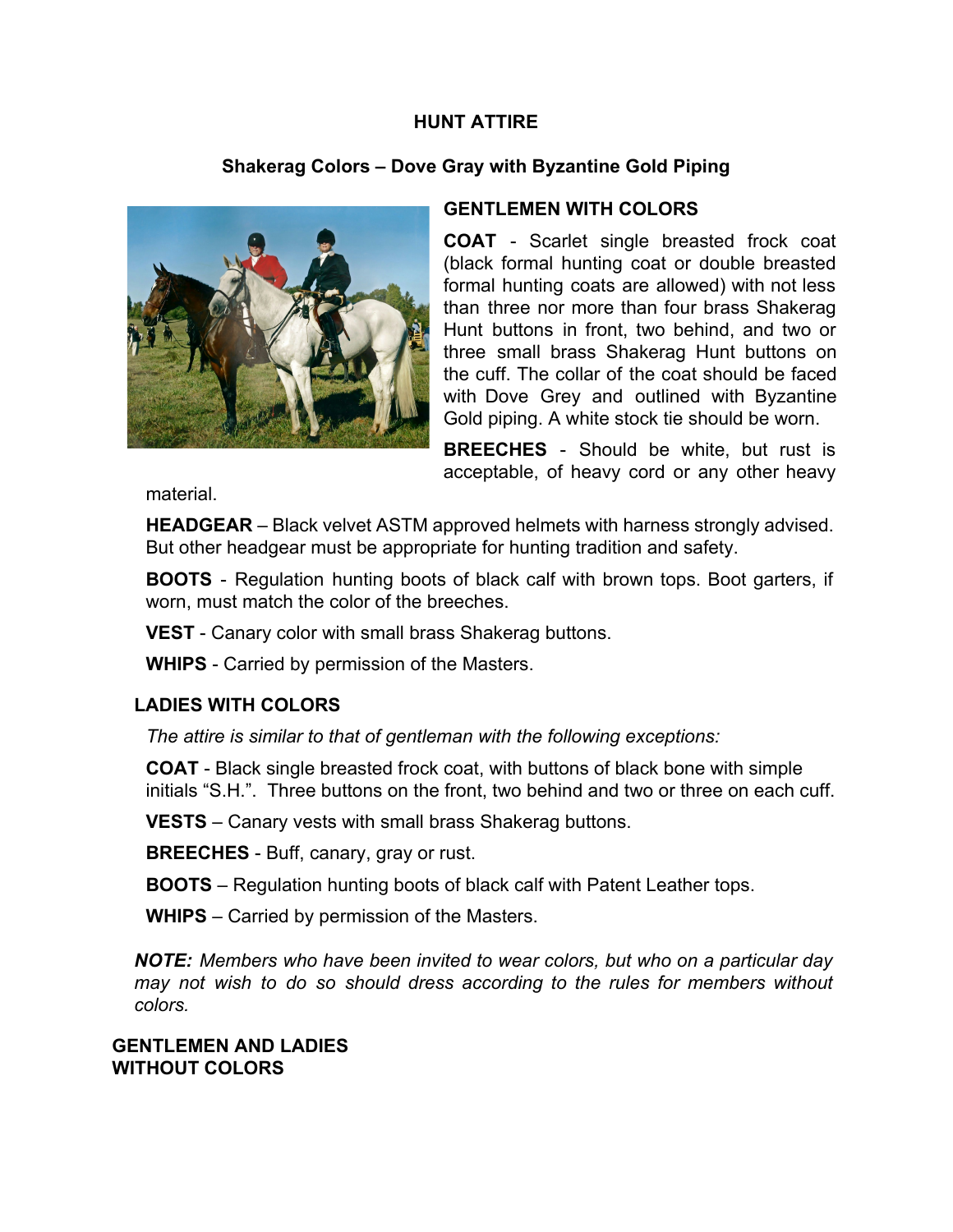# HUNT ATTIRE

## Shakerag Colors – Dove Gray with Byzantine Gold Piping

### GENTLEMEN WITH COLORS

**COAT** - Scarlet single breasted frock coat (black formal hunting coat or double breasted formal hunting coats are allowed) with not less than three nor more than four brass Shakerag Hunt buttons in front, two behind, and two or three small brass Shakerag Hunt buttons on the cuff. The collar of the coat should be faced with Dove Grey and outlined with Byzantine Gold piping. A white stock tie should be worn.

**BREECHES** - Should be white, but rust is acceptable, of heavy cord or any other heavy material.

**HEADGEAR** – Black velvet ASTM approved helmets with harness strongly advised. But other headgear must be appropriate for hunting tradition and safety.

**BOOTS** - Regulation hunting boots of black calf with brown tops. Boot garters, if worn, must match the color of the breeches.

**VEST** - Canary color with small brass Shakerag buttons.

**WHIPS** - Carried by permission of the Masters.

### LADIES WITH COLORS

*The attire is similar to that of gentleman with the following exceptions:*

**COAT** - Black single breasted frock coat, with buttons of black bone with simple initials "S.H.". Three buttons on the front, two behind and two or three on each cuff.

**VESTS** – Canary vests with small brass Shakerag buttons.

**BREECHES** - Buff, canary, gray or rust.

**BOOTS** – Regulation hunting boots of black calf with Patent Leather tops.

**WHIPS** – Carried by permission of the Masters.

***NOTE:*** *Members who have been invited to wear colors, but who on a particular day may not wish to do so should dress according to the rules for members without colors.*

### GENTLEMEN AND LADIES WITHOUT COLORS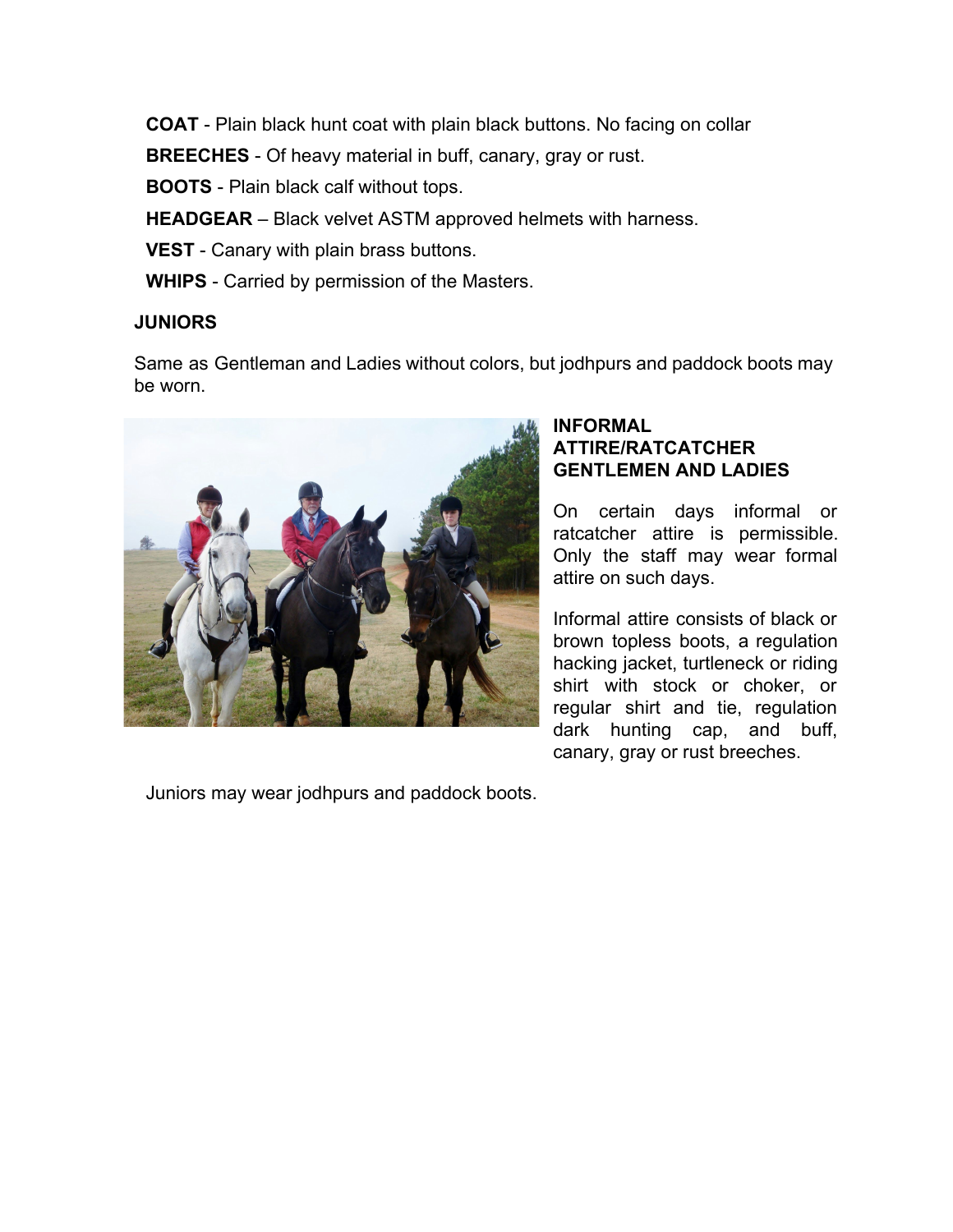**COAT** - Plain black hunt coat with plain black buttons. No facing on collar

**BREECHES** - Of heavy material in buff, canary, gray or rust.

**BOOTS** - Plain black calf without tops.

**HEADGEAR** – Black velvet ASTM approved helmets with harness.

**VEST** - Canary with plain brass buttons.

**WHIPS** - Carried by permission of the Masters.

## JUNIORS

Same as Gentleman and Ladies without colors, but jodhpurs and paddock boots may be worn.

## INFORMAL ATTIRE/RATCATCHER GENTLEMEN AND LADIES

On certain days informal or ratcatcher attire is permissible. Only the staff may wear formal attire on such days.

Informal attire consists of black or brown topless boots, a regulation hacking jacket, turtleneck or riding shirt with stock or choker, or regular shirt and tie, regulation dark hunting cap, and buff, canary, gray or rust breeches.

Juniors may wear jodhpurs and paddock boots.